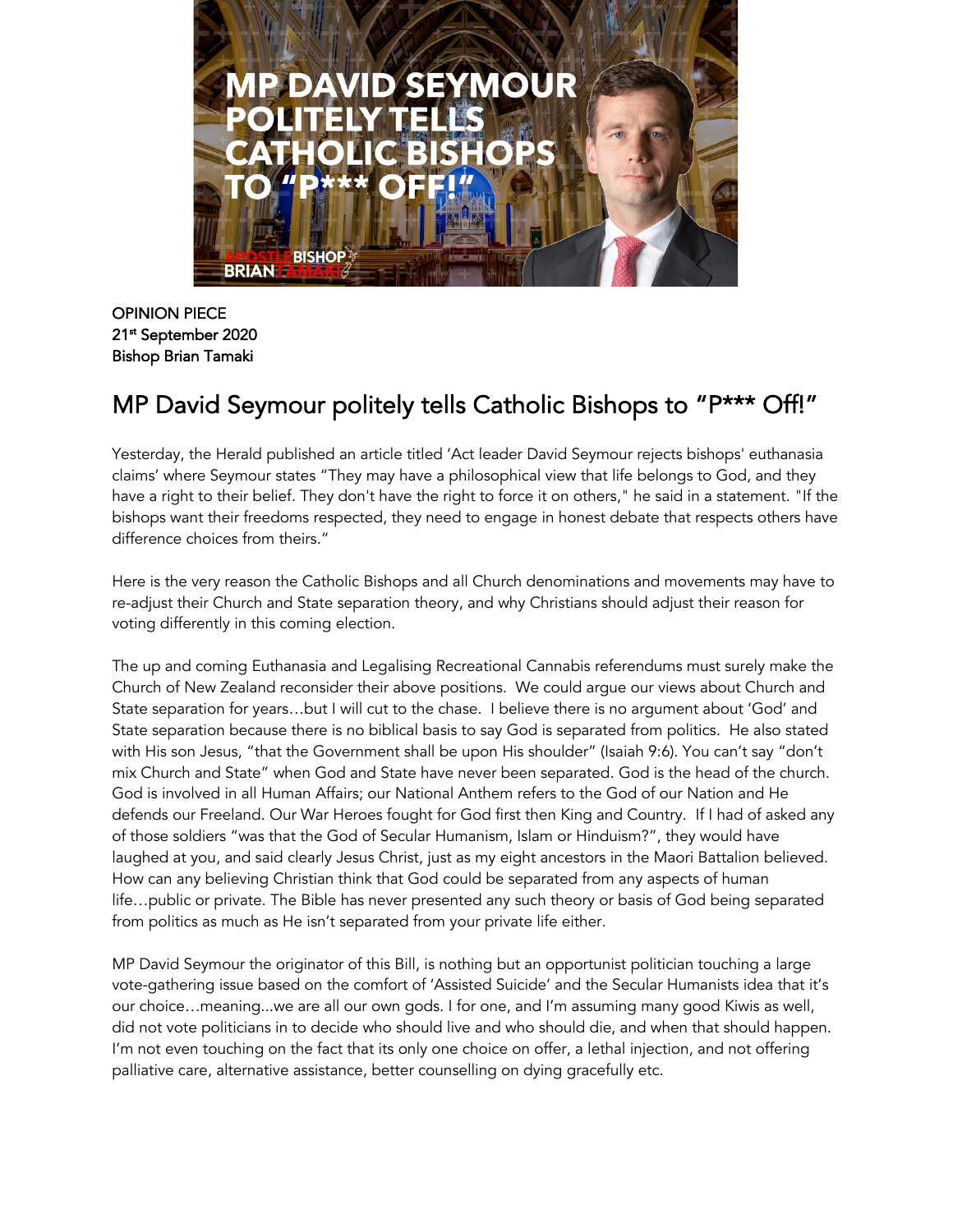OPINION PIECE
21st September 2020
Bishop Brian Tamaki

# MP David Seymour politely tells Catholic Bishops to "P*** Off!"

Yesterday, the Herald published an article titled 'Act leader David Seymour rejects bishops' euthanasia claims' where Seymour states "They may have a philosophical view that life belongs to God, and they have a right to their belief. They don't have the right to force it on others," he said in a statement. "If the bishops want their freedoms respected, they need to engage in honest debate that respects others have difference choices from theirs."

Here is the very reason the Catholic Bishops and all Church denominations and movements may have to re-adjust their Church and State separation theory, and why Christians should adjust their reason for voting differently in this coming election.

The up and coming Euthanasia and Legalising Recreational Cannabis referendums must surely make the Church of New Zealand reconsider their above positions. We could argue our views about Church and State separation for years…but I will cut to the chase. I believe there is no argument about 'God' and State separation because there is no biblical basis to say God is separated from politics. He also stated with His son Jesus, "that the Government shall be upon His shoulder" (Isaiah 9:6). You can't say "don't mix Church and State" when God and State have never been separated. God is the head of the church. God is involved in all Human Affairs; our National Anthem refers to the God of our Nation and He defends our Freeland. Our War Heroes fought for God first then King and Country. If I had of asked any of those soldiers "was that the God of Secular Humanism, Islam or Hinduism?", they would have laughed at you, and said clearly Jesus Christ, just as my eight ancestors in the Maori Battalion believed. How can any believing Christian think that God could be separated from any aspects of human life…public or private. The Bible has never presented any such theory or basis of God being separated from politics as much as He isn't separated from your private life either.

MP David Seymour the originator of this Bill, is nothing but an opportunist politician touching a large vote-gathering issue based on the comfort of 'Assisted Suicide' and the Secular Humanists idea that it's our choice…meaning...we are all our own gods. I for one, and I'm assuming many good Kiwis as well, did not vote politicians in to decide who should live and who should die, and when that should happen. I'm not even touching on the fact that its only one choice on offer, a lethal injection, and not offering palliative care, alternative assistance, better counselling on dying gracefully etc.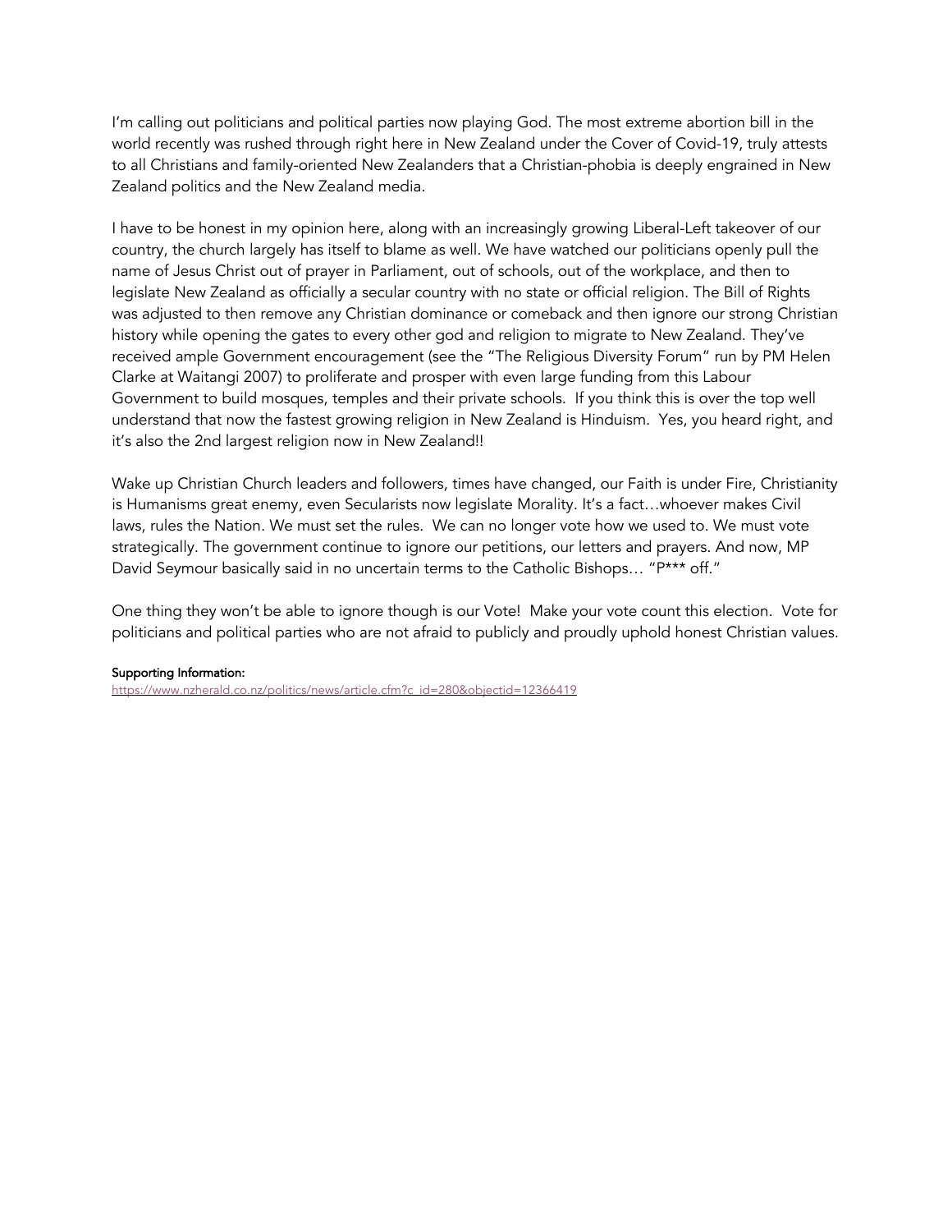I'm calling out politicians and political parties now playing God. The most extreme abortion bill in the world recently was rushed through right here in New Zealand under the Cover of Covid-19, truly attests to all Christians and family-oriented New Zealanders that a Christian-phobia is deeply engrained in New Zealand politics and the New Zealand media.

I have to be honest in my opinion here, along with an increasingly growing Liberal-Left takeover of our country, the church largely has itself to blame as well. We have watched our politicians openly pull the name of Jesus Christ out of prayer in Parliament, out of schools, out of the workplace, and then to legislate New Zealand as officially a secular country with no state or official religion. The Bill of Rights was adjusted to then remove any Christian dominance or comeback and then ignore our strong Christian history while opening the gates to every other god and religion to migrate to New Zealand. They've received ample Government encouragement (see the "The Religious Diversity Forum" run by PM Helen Clarke at Waitangi 2007) to proliferate and prosper with even large funding from this Labour Government to build mosques, temples and their private schools. If you think this is over the top well understand that now the fastest growing religion in New Zealand is Hinduism. Yes, you heard right, and it's also the 2nd largest religion now in New Zealand!!

Wake up Christian Church leaders and followers, times have changed, our Faith is under Fire, Christianity is Humanisms great enemy, even Secularists now legislate Morality. It's a fact…whoever makes Civil laws, rules the Nation. We must set the rules. We can no longer vote how we used to. We must vote strategically. The government continue to ignore our petitions, our letters and prayers. And now, MP David Seymour basically said in no uncertain terms to the Catholic Bishops… "P*** off."

One thing they won't be able to ignore though is our Vote! Make your vote count this election. Vote for politicians and political parties who are not afraid to publicly and proudly uphold honest Christian values.

**Supporting Information:**
https://www.nzherald.co.nz/politics/news/article.cfm?c_id=280&objectid=12366419